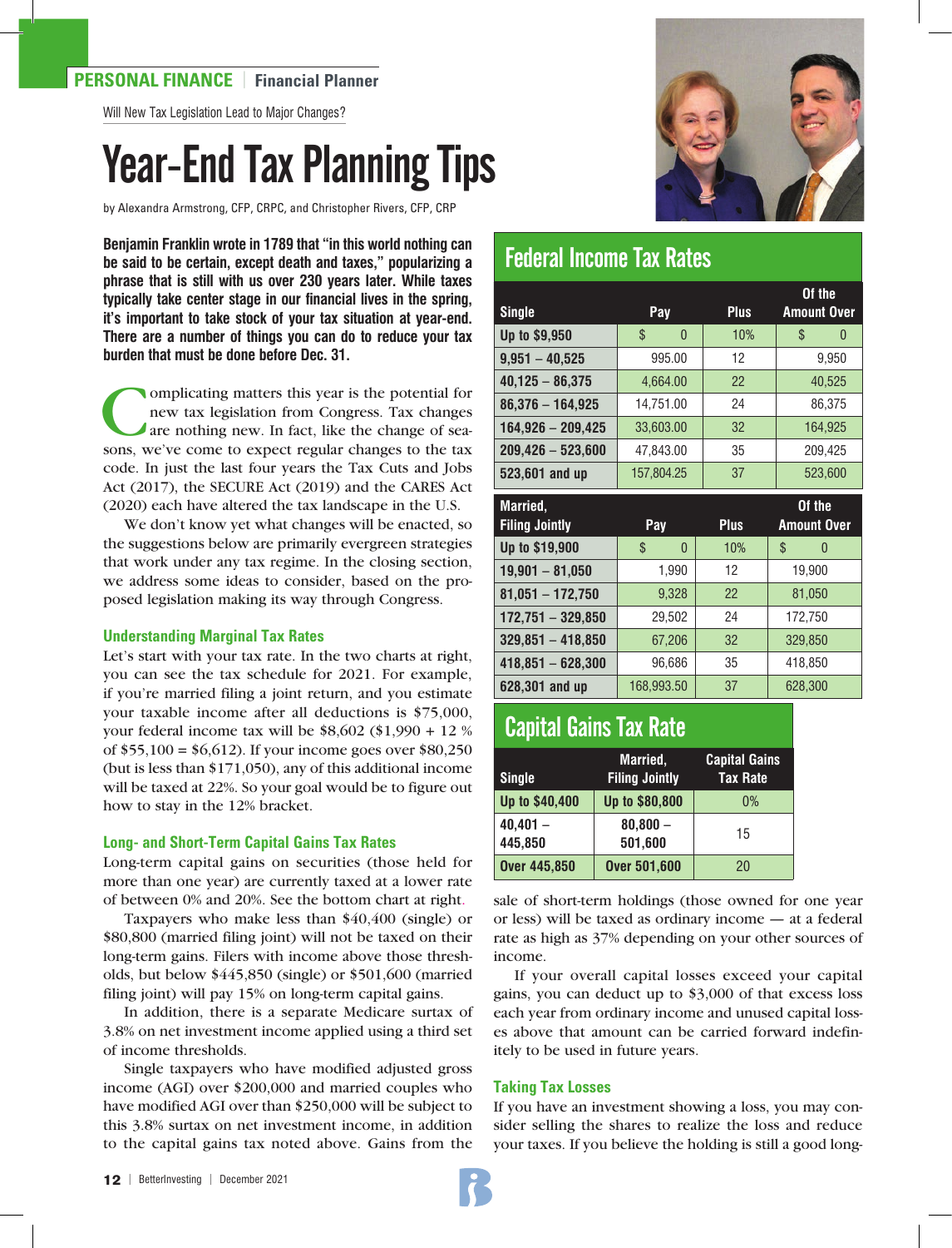**PERSONAL FINANCE** | **Financial Planner**

Will New Tax Legislation Lead to Major Changes?

# Year-End Tax Planning Tips

by Alexandra Armstrong, CFP, CRPC, and Christopher Rivers, CFP, CRP

**Benjamin Franklin wrote in 1789 that "in this world nothing can be said to be certain, except death and taxes," popularizing a phrase that is still with us over 230 years later. While taxes typically take center stage in our financial lives in the spring, it's important to take stock of your tax situation at year-end. There are a number of things you can do to reduce your tax burden that must be done before Dec. 31.**

Complicating matters this year is the potential for new tax legislation from Congress. Tax changes are nothing new. In fact, like the change of seasons, we've come to expect regular changes to the tax code. In just the last four years the Tax Cuts and Jobs Act (2017), the SECURE Act (2019) and the CARES Act (2020) each have altered the tax landscape in the U.S.

We don't know yet what changes will be enacted, so the suggestions below are primarily evergreen strategies that work under any tax regime. In the closing section, we address some ideas to consider, based on the proposed legislation making its way through Congress.

### Understanding Marginal Tax Rates

Let's start with your tax rate. In the two charts at right, you can see the tax schedule for 2021. For example, if you're married filing a joint return, and you estimate your taxable income after all deductions is $75,000, your federal income tax will be $8,602 ($1,990 + 12 % of $55,100 = $6,612). If your income goes over $80,250 (but is less than $171,050), any of this additional income will be taxed at 22%. So your goal would be to figure out how to stay in the 12% bracket.

### Long- and Short-Term Capital Gains Tax Rates

Long-term capital gains on securities (those held for more than one year) are currently taxed at a lower rate of between 0% and 20%. See the bottom chart at right.

Taxpayers who make less than $40,400 (single) or $80,800 (married filing joint) will not be taxed on their long-term gains. Filers with income above those thresholds, but below $445,850 (single) or $501,600 (married filing joint) will pay 15% on long-term capital gains.

In addition, there is a separate Medicare surtax of 3.8% on net investment income applied using a third set of income thresholds.

Single taxpayers who have modified adjusted gross income (AGI) over $200,000 and married couples who have modified AGI over than $250,000 will be subject to this 3.8% surtax on net investment income, in addition to the capital gains tax noted above. Gains from the sale of short-term holdings (those owned for one year or less) will be taxed as ordinary income — at a federal rate as high as 37% depending on your other sources of income.

If your overall capital losses exceed your capital gains, you can deduct up to $3,000 of that excess loss each year from ordinary income and unused capital losses above that amount can be carried forward indefinitely to be used in future years.

### Taking Tax Losses

If you have an investment showing a loss, you may consider selling the shares to realize the loss and reduce your taxes. If you believe the holding is still a good long-

## Federal Income Tax Rates

| Single | Pay | Plus | Of the Amount Over |
|---|---|---|---|
| Up to $9,950 | $ 0 | 10% | $ 0 |
| 9,951 – 40,525 | 995.00 | 12 | 9,950 |
| 40,125 – 86,375 | 4,664.00 | 22 | 40,525 |
| 86,376 – 164,925 | 14,751.00 | 24 | 86,375 |
| 164,926 – 209,425 | 33,603.00 | 32 | 164,925 |
| 209,426 – 523,600 | 47,843.00 | 35 | 209,425 |
| 523,601 and up | 157,804.25 | 37 | 523,600 |

| Married, Filing Jointly | Pay | Plus | Of the Amount Over |
|---|---|---|---|
| Up to $19,900 | $ 0 | 10% | $ 0 |
| 19,901 – 81,050 | 1,990 | 12 | 19,900 |
| 81,051 – 172,750 | 9,328 | 22 | 81,050 |
| 172,751 – 329,850 | 29,502 | 24 | 172,750 |
| 329,851 – 418,850 | 67,206 | 32 | 329,850 |
| 418,851 – 628,300 | 96,686 | 35 | 418,850 |
| 628,301 and up | 168,993.50 | 37 | 628,300 |

## Capital Gains Tax Rate

| Single | Married, Filing Jointly | Capital Gains Tax Rate |
|---|---|---|
| Up to $40,400 | Up to $80,800 | 0% |
| 40,401 – 445,850 | 80,800 – 501,600 | 15 |
| Over 445,850 | Over 501,600 | 20 |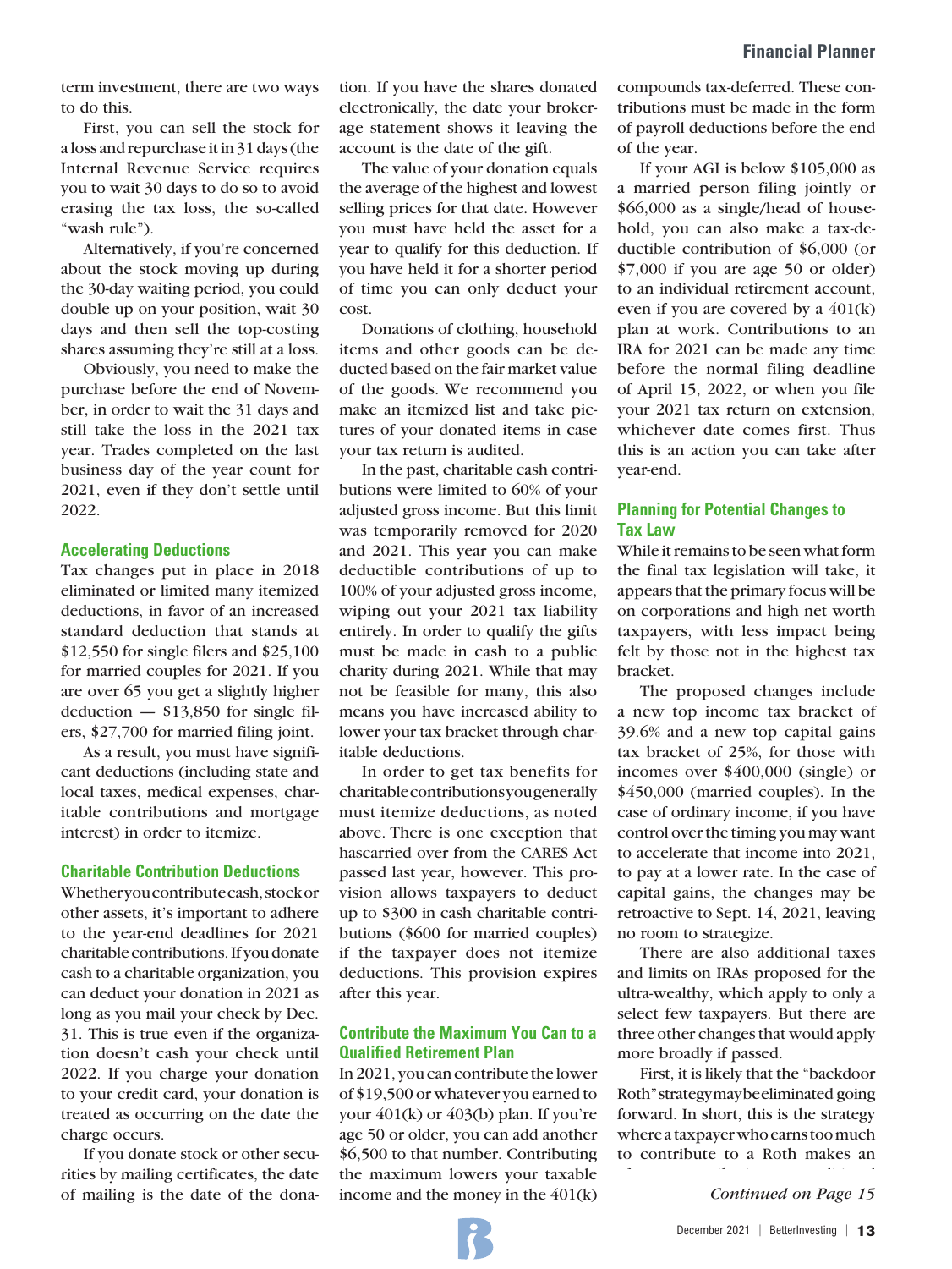term investment, there are two ways to do this.

First, you can sell the stock for a loss and repurchase it in 31 days (the Internal Revenue Service requires you to wait 30 days to do so to avoid erasing the tax loss, the so-called "wash rule").

Alternatively, if you're concerned about the stock moving up during the 30-day waiting period, you could double up on your position, wait 30 days and then sell the top-costing shares assuming they're still at a loss.

Obviously, you need to make the purchase before the end of November, in order to wait the 31 days and still take the loss in the 2021 tax year. Trades completed on the last business day of the year count for 2021, even if they don't settle until 2022.

### Accelerating Deductions

Tax changes put in place in 2018 eliminated or limited many itemized deductions, in favor of an increased standard deduction that stands at $12,550 for single filers and $25,100 for married couples for 2021. If you are over 65 you get a slightly higher deduction — $13,850 for single filers, $27,700 for married filing joint.

As a result, you must have significant deductions (including state and local taxes, medical expenses, charitable contributions and mortgage interest) in order to itemize.

### Charitable Contribution Deductions

Whether you contribute cash, stock or other assets, it's important to adhere to the year-end deadlines for 2021 charitable contributions. If you donate cash to a charitable organization, you can deduct your donation in 2021 as long as you mail your check by Dec. 31. This is true even if the organization doesn't cash your check until 2022. If you charge your donation to your credit card, your donation is treated as occurring on the date the charge occurs.

If you donate stock or other securities by mailing certificates, the date of mailing is the date of the donation. If you have the shares donated electronically, the date your brokerage statement shows it leaving the account is the date of the gift.

The value of your donation equals the average of the highest and lowest selling prices for that date. However you must have held the asset for a year to qualify for this deduction. If you have held it for a shorter period of time you can only deduct your cost.

Donations of clothing, household items and other goods can be deducted based on the fair market value of the goods. We recommend you make an itemized list and take pictures of your donated items in case your tax return is audited.

In the past, charitable cash contributions were limited to 60% of your adjusted gross income. But this limit was temporarily removed for 2020 and 2021. This year you can make deductible contributions of up to 100% of your adjusted gross income, wiping out your 2021 tax liability entirely. In order to qualify the gifts must be made in cash to a public charity during 2021. While that may not be feasible for many, this also means you have increased ability to lower your tax bracket through charitable deductions.

In order to get tax benefits for charitable contributions you generally must itemize deductions, as noted above. There is one exception that hascarried over from the CARES Act passed last year, however. This provision allows taxpayers to deduct up to $300 in cash charitable contributions ($600 for married couples) if the taxpayer does not itemize deductions. This provision expires after this year.

### Contribute the Maximum You Can to a Qualified Retirement Plan

In 2021, you can contribute the lower of $19,500 or whatever you earned to your 401(k) or 403(b) plan. If you're age 50 or older, you can add another $6,500 to that number. Contributing the maximum lowers your taxable income and the money in the 401(k) compounds tax-deferred. These contributions must be made in the form of payroll deductions before the end of the year.

If your AGI is below $105,000 as a married person filing jointly or $66,000 as a single/head of household, you can also make a tax-deductible contribution of $6,000 (or $7,000 if you are age 50 or older) to an individual retirement account, even if you are covered by a 401(k) plan at work. Contributions to an IRA for 2021 can be made any time before the normal filing deadline of April 15, 2022, or when you file your 2021 tax return on extension, whichever date comes first. Thus this is an action you can take after year-end.

### Planning for Potential Changes to Tax Law

While it remains to be seen what form the final tax legislation will take, it appears that the primary focus will be on corporations and high net worth taxpayers, with less impact being felt by those not in the highest tax bracket.

The proposed changes include a new top income tax bracket of 39.6% and a new top capital gains tax bracket of 25%, for those with incomes over $400,000 (single) or $450,000 (married couples). In the case of ordinary income, if you have control over the timing you may want to accelerate that income into 2021, to pay at a lower rate. In the case of capital gains, the changes may be retroactive to Sept. 14, 2021, leaving no room to strategize.

There are also additional taxes and limits on IRAs proposed for the ultra-wealthy, which apply to only a select few taxpayers. But there are three other changes that would apply more broadly if passed.

First, it is likely that the "backdoor Roth" strategy may be eliminated going forward. In short, this is the strategy where a taxpayer who earns too much to contribute to a Roth makes an

*Continued on Page 15*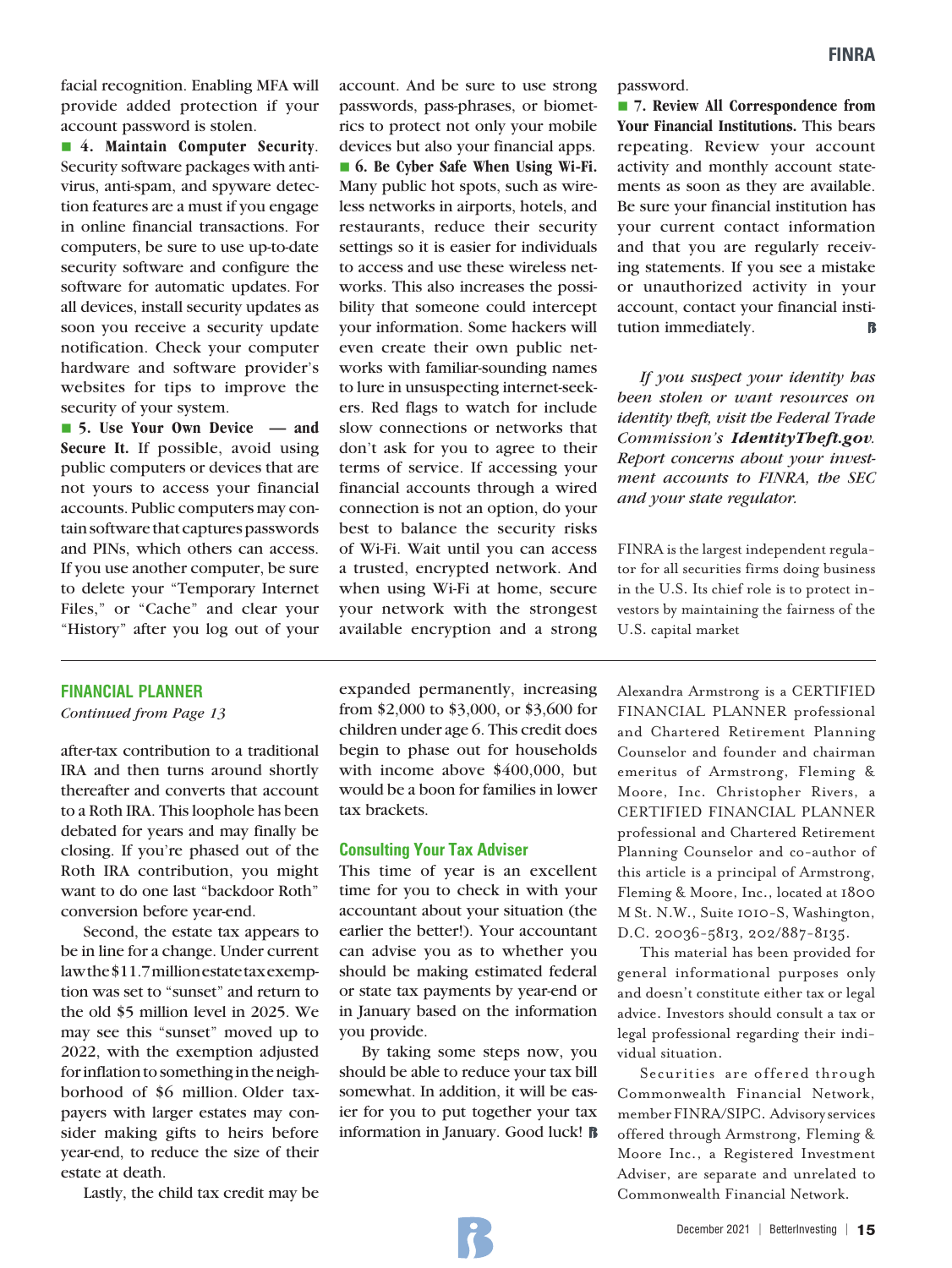facial recognition. Enabling MFA will provide added protection if your account password is stolen.

■ **4. Maintain Computer Security.** Security software packages with antivirus, anti-spam, and spyware detection features are a must if you engage in online financial transactions. For computers, be sure to use up-to-date security software and configure the software for automatic updates. For all devices, install security updates as soon you receive a security update notification. Check your computer hardware and software provider's websites for tips to improve the security of your system.

■ **5. Use Your Own Device — and Secure It.** If possible, avoid using public computers or devices that are not yours to access your financial accounts. Public computers may contain software that captures passwords and PINs, which others can access. If you use another computer, be sure to delete your "Temporary Internet Files," or "Cache" and clear your "History" after you log out of your account. And be sure to use strong passwords, pass-phrases, or biometrics to protect not only your mobile devices but also your financial apps.

■ **6. Be Cyber Safe When Using Wi-Fi.** Many public hot spots, such as wireless networks in airports, hotels, and restaurants, reduce their security settings so it is easier for individuals to access and use these wireless networks. This also increases the possibility that someone could intercept your information. Some hackers will even create their own public networks with familiar-sounding names to lure in unsuspecting internet-seekers. Red flags to watch for include slow connections or networks that don't ask for you to agree to their terms of service. If accessing your financial accounts through a wired connection is not an option, do your best to balance the security risks of Wi-Fi. Wait until you can access a trusted, encrypted network. And when using Wi-Fi at home, secure your network with the strongest available encryption and a strong password.

■ **7. Review All Correspondence from Your Financial Institutions.** This bears repeating. Review your account activity and monthly account statements as soon as they are available. Be sure your financial institution has your current contact information and that you are regularly receiving statements. If you see a mistake or unauthorized activity in your account, contact your financial institution immediately.

*If you suspect your identity has been stolen or want resources on identity theft, visit the Federal Trade Commission's **IdentityTheft.gov**. Report concerns about your investment accounts to FINRA, the SEC and your state regulator.*

FINRA is the largest independent regulator for all securities firms doing business in the U.S. Its chief role is to protect investors by maintaining the fairness of the U.S. capital market

---

## FINANCIAL PLANNER

*Continued from Page 13*

after-tax contribution to a traditional IRA and then turns around shortly thereafter and converts that account to a Roth IRA. This loophole has been debated for years and may finally be closing. If you're phased out of the Roth IRA contribution, you might want to do one last "backdoor Roth" conversion before year-end.

Second, the estate tax appears to be in line for a change. Under current law the $11.7 million estate tax exemption was set to "sunset" and return to the old $5 million level in 2025. We may see this "sunset" moved up to 2022, with the exemption adjusted for inflation to something in the neighborhood of $6 million. Older taxpayers with larger estates may consider making gifts to heirs before year-end, to reduce the size of their estate at death.

Lastly, the child tax credit may be expanded permanently, increasing from $2,000 to $3,000, or $3,600 for children under age 6. This credit does begin to phase out for households with income above $400,000, but would be a boon for families in lower tax brackets.

### Consulting Your Tax Adviser

This time of year is an excellent time for you to check in with your accountant about your situation (the earlier the better!). Your accountant can advise you as to whether you should be making estimated federal or state tax payments by year-end or in January based on the information you provide.

By taking some steps now, you should be able to reduce your tax bill somewhat. In addition, it will be easier for you to put together your tax information in January. Good luck!

Alexandra Armstrong is a CERTIFIED FINANCIAL PLANNER professional and Chartered Retirement Planning Counselor and founder and chairman emeritus of Armstrong, Fleming & Moore, Inc. Christopher Rivers, a CERTIFIED FINANCIAL PLANNER professional and Chartered Retirement Planning Counselor and co-author of this article is a principal of Armstrong, Fleming & Moore, Inc., located at 1800 M St. N.W., Suite 1010-S, Washington, D.C. 20036-5813, 202/887-8135.

This material has been provided for general informational purposes only and doesn't constitute either tax or legal advice. Investors should consult a tax or legal professional regarding their individual situation.

Securities are offered through Commonwealth Financial Network, member FINRA/SIPC. Advisory services offered through Armstrong, Fleming & Moore Inc., a Registered Investment Adviser, are separate and unrelated to Commonwealth Financial Network.